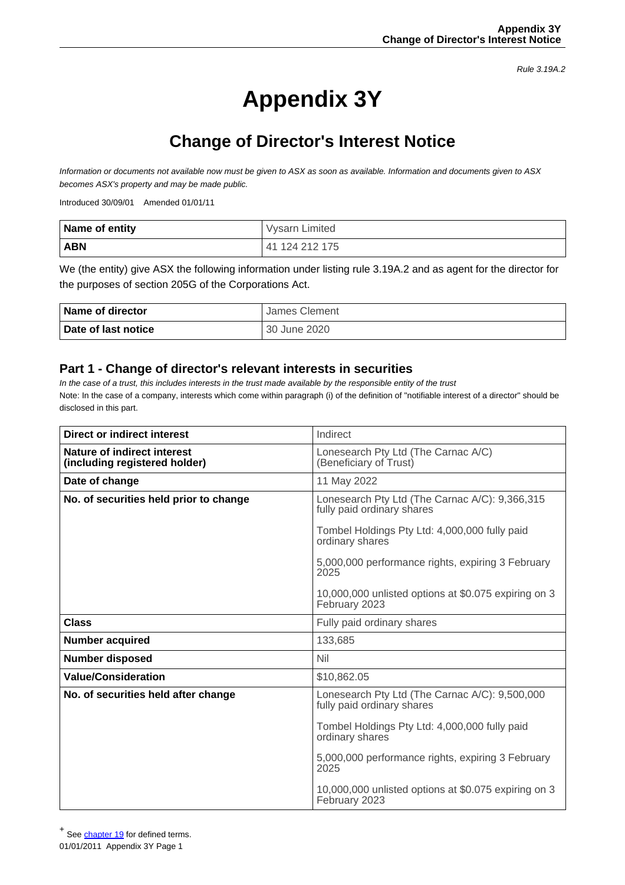Rule 3.19A.2

# Appendix 3Y

## Change of Director's Interest Notice

*Information or documents not available now must be given to ASX as soon as available. Information and documents given to ASX becomes ASX's property and may be made public.*

Introduced 30/09/01 Amended 01/01/11

| **Name of entity** | Vysarn Limited |
|---|---|
| **ABN** | 41 124 212 175 |

We (the entity) give ASX the following information under listing rule 3.19A.2 and as agent for the director for the purposes of section 205G of the Corporations Act.

| **Name of director** | James Clement |
|---|---|
| **Date of last notice** | 30 June 2020 |

### Part 1 - Change of director's relevant interests in securities

*In the case of a trust, this includes interests in the trust made available by the responsible entity of the trust*

Note: In the case of a company, interests which come within paragraph (i) of the definition of "notifiable interest of a director" should be disclosed in this part.

| **Direct or indirect interest** | Indirect |
|---|---|
| **Nature of indirect interest (including registered holder)** | Lonesearch Pty Ltd (The Carnac A/C) (Beneficiary of Trust) |
| **Date of change** | 11 May 2022 |
| **No. of securities held prior to change** | Lonesearch Pty Ltd (The Carnac A/C): 9,366,315 fully paid ordinary shares<br><br>Tombel Holdings Pty Ltd: 4,000,000 fully paid ordinary shares<br><br>5,000,000 performance rights, expiring 3 February 2025<br><br>10,000,000 unlisted options at $0.075 expiring on 3 February 2023 |
| **Class** | Fully paid ordinary shares |
| **Number acquired** | 133,685 |
| **Number disposed** | Nil |
| **Value/Consideration** | $10,862.05 |
| **No. of securities held after change** | Lonesearch Pty Ltd (The Carnac A/C): 9,500,000 fully paid ordinary shares<br><br>Tombel Holdings Pty Ltd: 4,000,000 fully paid ordinary shares<br><br>5,000,000 performance rights, expiring 3 February 2025<br><br>10,000,000 unlisted options at $0.075 expiring on 3 February 2023 |

+ See chapter 19 for defined terms.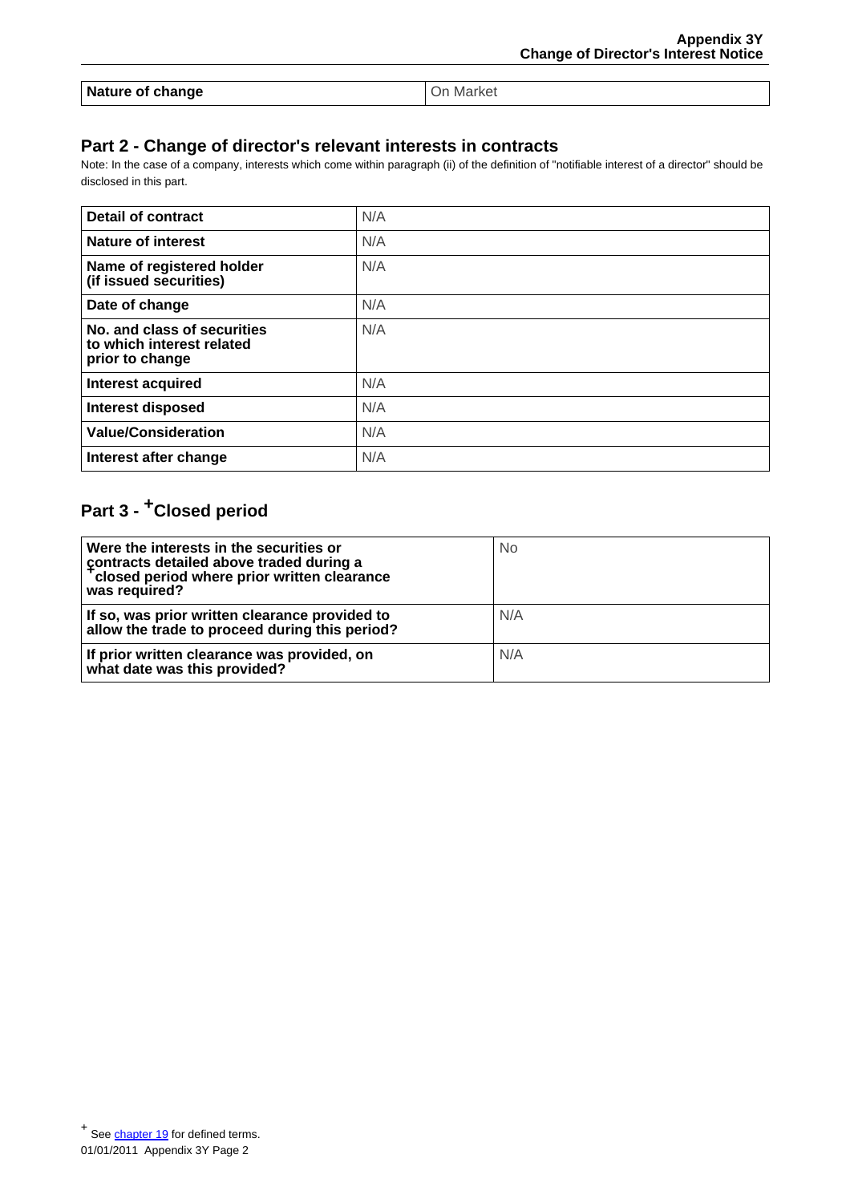| | |
|---|---|
| **Nature of change** | On Market |

## Part 2 - Change of director's relevant interests in contracts

Note: In the case of a company, interests which come within paragraph (ii) of the definition of "notifiable interest of a director" should be disclosed in this part.

| | |
|---|---|
| **Detail of contract** | N/A |
| **Nature of interest** | N/A |
| **Name of registered holder (if issued securities)** | N/A |
| **Date of change** | N/A |
| **No. and class of securities to which interest related prior to change** | N/A |
| **Interest acquired** | N/A |
| **Interest disposed** | N/A |
| **Value/Consideration** | N/A |
| **Interest after change** | N/A |

## Part 3 - +Closed period

| | |
|---|---|
| **Were the interests in the securities or contracts detailed above traded during a +closed period where prior written clearance was required?** | No |
| **If so, was prior written clearance provided to allow the trade to proceed during this period?** | N/A |
| **If prior written clearance was provided, on what date was this provided?** | N/A |

+ See chapter 19 for defined terms.